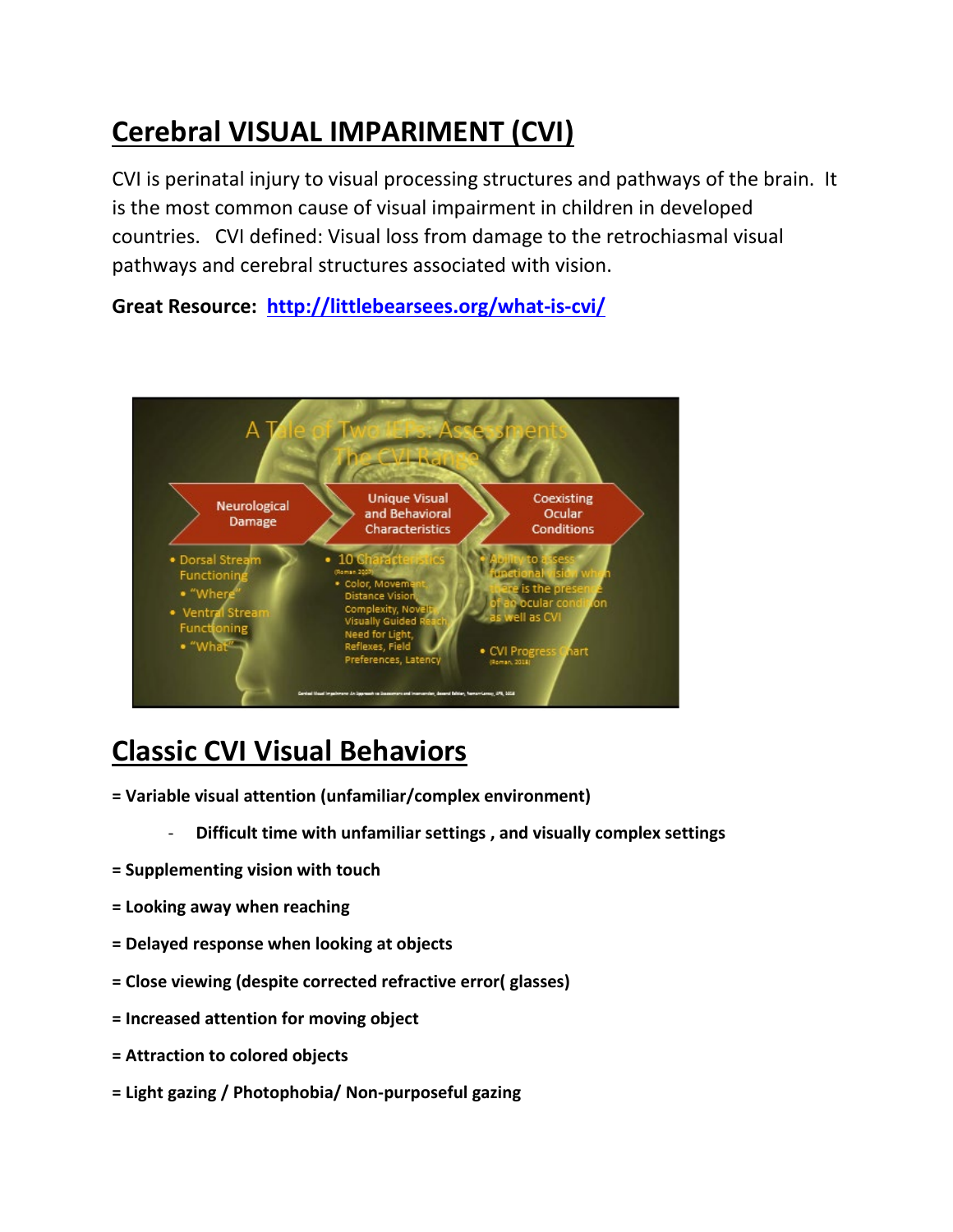# Cerebral VISUAL IMPARIMENT (CVI)

CVI is perinatal injury to visual processing structures and pathways of the brain. It is the most common cause of visual impairment in children in developed countries. CVI defined: Visual loss from damage to the retrochiasmal visual pathways and cerebral structures associated with vision.

**Great Resource: [http://littlebearsees.org/what-is-cvi/](http://littlebearsees.org/what-is-cvi/)**

A Tale of Two IEPs: Assessments
The CVI Range

Neurological Damage
- Dorsal Stream Functioning
  - "Where"
- Ventral Stream Functioning
  - "What"

Unique Visual and Behavioral Characteristics
- 10 Characteristics (Roman 2007)
  - Color, Movement, Distance Vision, Complexity, Novelty, Visually Guided Reach, Need for Light, Reflexes, Field Preferences, Latency

Coexisting Ocular Conditions
- Ability to assess functional vision when there is the presence of an ocular condition as well as CVI
- CVI Progress Chart (Roman, 2018)

# Classic CVI Visual Behaviors

**= Variable visual attention (unfamiliar/complex environment)**

- **Difficult time with unfamiliar settings , and visually complex settings**

**= Supplementing vision with touch**

**= Looking away when reaching**

**= Delayed response when looking at objects**

**= Close viewing (despite corrected refractive error( glasses)**

**= Increased attention for moving object**

**= Attraction to colored objects**

**= Light gazing / Photophobia/ Non-purposeful gazing**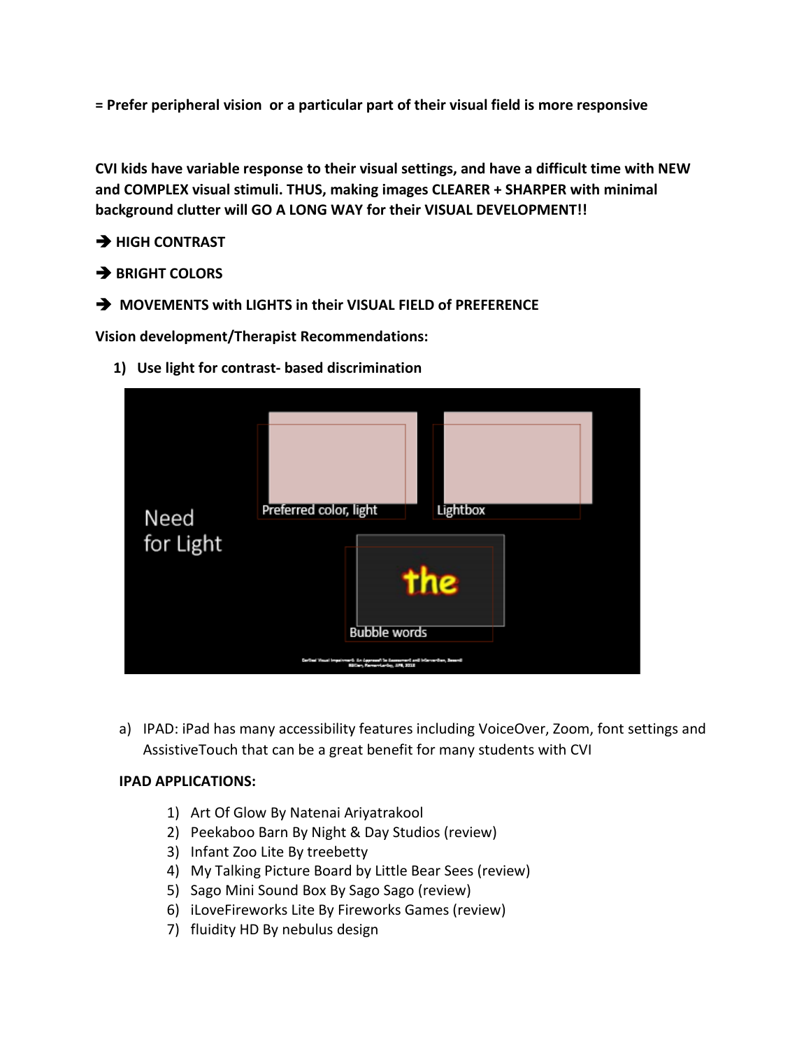**= Prefer peripheral vision or a particular part of their visual field is more responsive**

**CVI kids have variable response to their visual settings, and have a difficult time with NEW and COMPLEX visual stimuli. THUS, making images CLEARER + SHARPER with minimal background clutter will GO A LONG WAY for their VISUAL DEVELOPMENT!!**

- ➔ **HIGH CONTRAST**
- ➔ **BRIGHT COLORS**
- ➔ **MOVEMENTS with LIGHTS in their VISUAL FIELD of PREFERENCE**

**Vision development/Therapist Recommendations:**

1) **Use light for contrast- based discrimination**

Need for Light

Preferred color, light

Lightbox

the

Bubble words

a) IPAD: iPad has many accessibility features including VoiceOver, Zoom, font settings and AssistiveTouch that can be a great benefit for many students with CVI

**IPAD APPLICATIONS:**

1) Art Of Glow By Natenai Ariyatrakool
2) Peekaboo Barn By Night & Day Studios (review)
3) Infant Zoo Lite By treebetty
4) My Talking Picture Board by Little Bear Sees (review)
5) Sago Mini Sound Box By Sago Sago (review)
6) iLoveFireworks Lite By Fireworks Games (review)
7) fluidity HD By nebulus design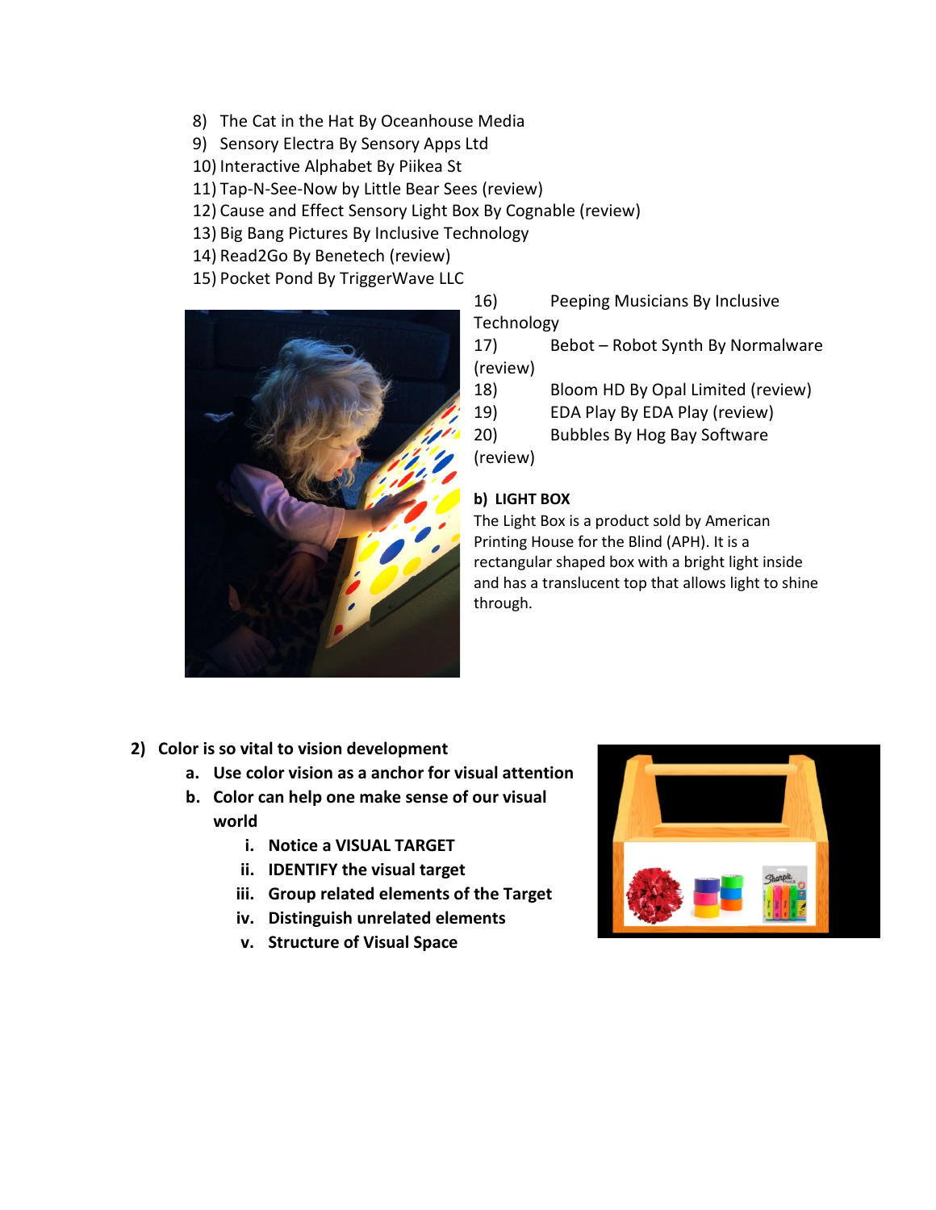8) The Cat in the Hat By Oceanhouse Media
9) Sensory Electra By Sensory Apps Ltd
10) Interactive Alphabet By Piikea St
11) Tap-N-See-Now by Little Bear Sees (review)
12) Cause and Effect Sensory Light Box By Cognable (review)
13) Big Bang Pictures By Inclusive Technology
14) Read2Go By Benetech (review)
15) Pocket Pond By TriggerWave LLC
16) Peeping Musicians By Inclusive Technology
17) Bebot – Robot Synth By Normalware (review)
18) Bloom HD By Opal Limited (review)
19) EDA Play By EDA Play (review)
20) Bubbles By Hog Bay Software (review)

**b) LIGHT BOX**

The Light Box is a product sold by American Printing House for the Blind (APH). It is a rectangular shaped box with a bright light inside and has a translucent top that allows light to shine through.

**2) Color is so vital to vision development**

- **a. Use color vision as a anchor for visual attention**
- **b. Color can help one make sense of our visual world**
    - **i. Notice a VISUAL TARGET**
    - **ii. IDENTIFY the visual target**
    - **iii. Group related elements of the Target**
    - **iv. Distinguish unrelated elements**
    - **v. Structure of Visual Space**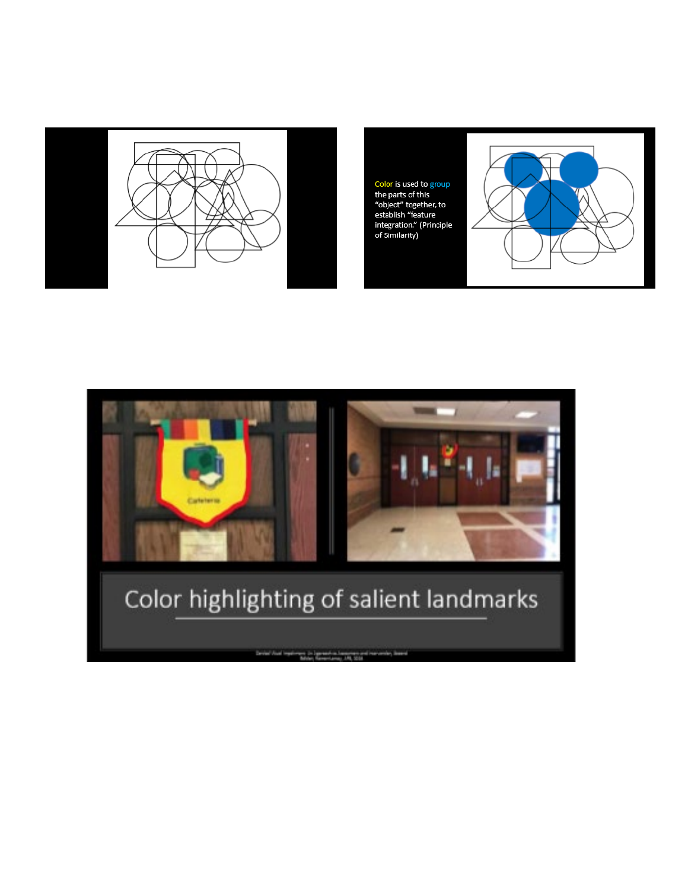Color is used to group the parts of this "object" together, to establish "feature integration." (Principle of Similarity)

Color highlighting of salient landmarks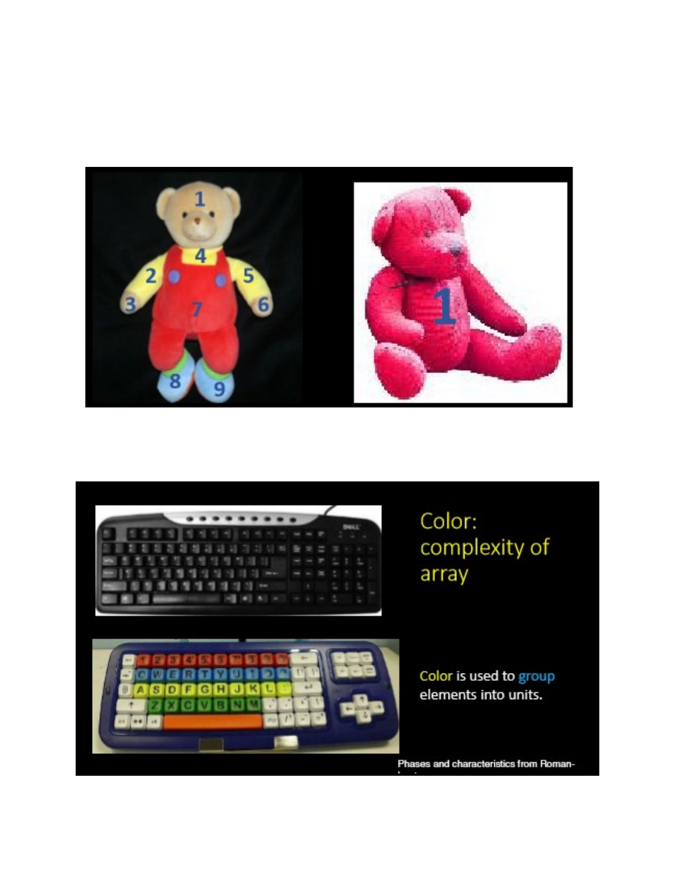Color: complexity of array

Color is used to group elements into units.

Phases and characteristics from Roman-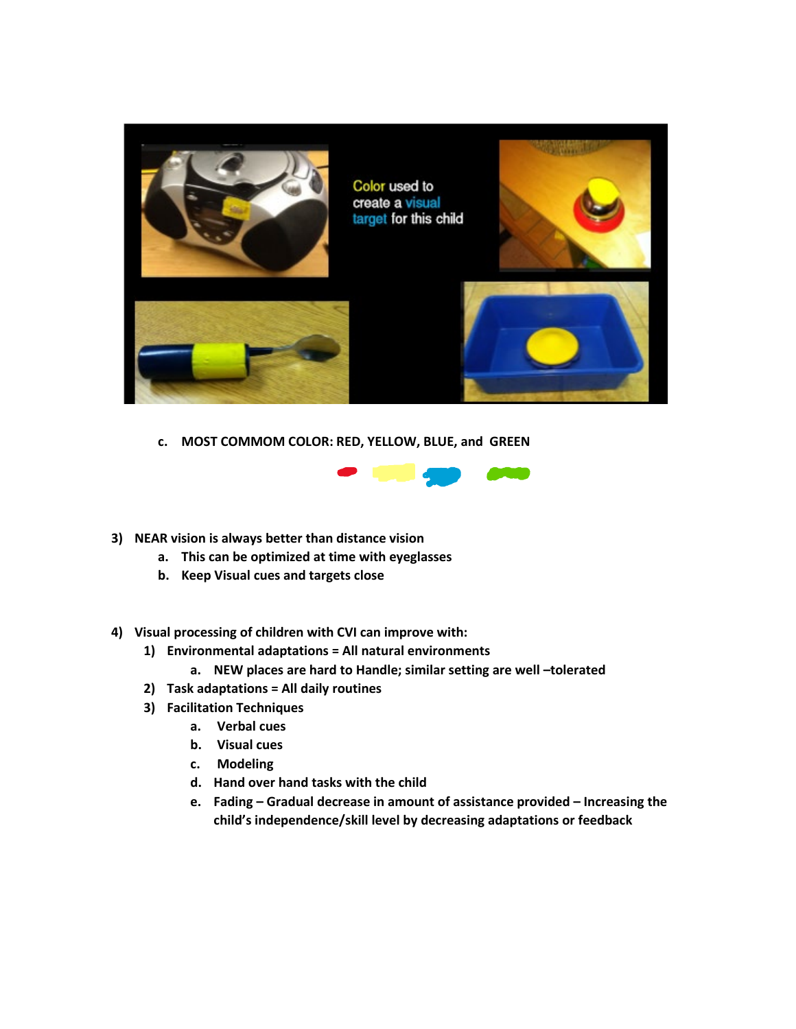c. **MOST COMMOM COLOR: RED, YELLOW, BLUE, and GREEN**

3) **NEAR vision is always better than distance vision**
   a. **This can be optimized at time with eyeglasses**
   b. **Keep Visual cues and targets close**

4) **Visual processing of children with CVI can improve with:**
   1) **Environmental adaptations = All natural environments**
      a. **NEW places are hard to Handle; similar setting are well –tolerated**
   2) **Task adaptations = All daily routines**
   3) **Facilitation Techniques**
      a. **Verbal cues**
      b. **Visual cues**
      c. **Modeling**
      d. **Hand over hand tasks with the child**
      e. **Fading – Gradual decrease in amount of assistance provided – Increasing the child's independence/skill level by decreasing adaptations or feedback**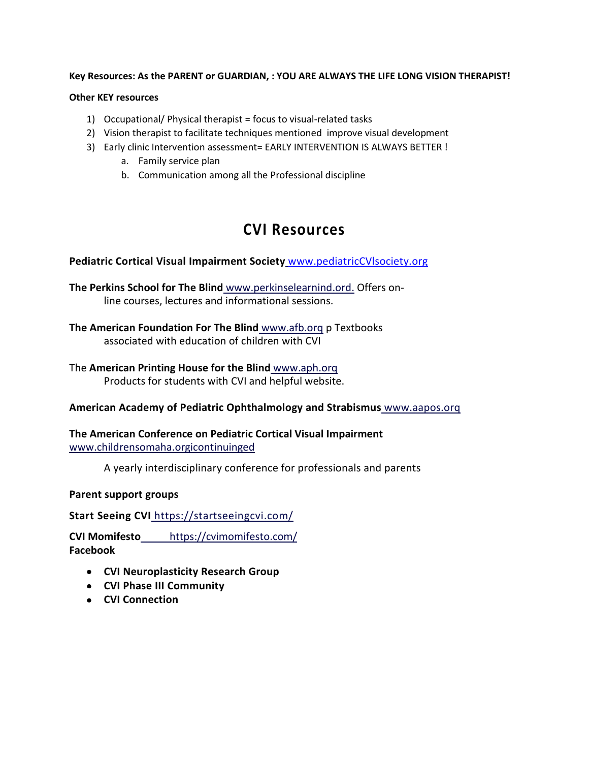**Key Resources: As the PARENT or GUARDIAN, : YOU ARE ALWAYS THE LIFE LONG VISION THERAPIST!**

**Other KEY resources**

1) Occupational/ Physical therapist = focus to visual-related tasks
2) Vision therapist to facilitate techniques mentioned improve visual development
3) Early clinic Intervention assessment= EARLY INTERVENTION IS ALWAYS BETTER !
    a. Family service plan
    b. Communication among all the Professional discipline

# CVI Resources

**Pediatric Cortical Visual Impairment Society** www.pediatricCVIsociety.org

**The Perkins School for The Blind** www.perkinselearnind.ord. Offers on-line courses, lectures and informational sessions.

**The American Foundation For The Blind** www.afb.orq p Textbooks associated with education of children with CVI

The **American Printing House for the Blind** www.aph.orq
Products for students with CVI and helpful website.

**American Academy of Pediatric Ophthalmology and Strabismus** www.aapos.orq

**The American Conference on Pediatric Cortical Visual Impairment**
www.childrensomaha.orgicontinuinged

A yearly interdisciplinary conference for professionals and parents

**Parent support groups**

**Start Seeing CVI** https://startseeingcvi.com/

**CVI Momifesto** https://cvimomifesto.com/

**Facebook**

- **CVI Neuroplasticity Research Group**
- **CVI Phase III Community**
- **CVI Connection**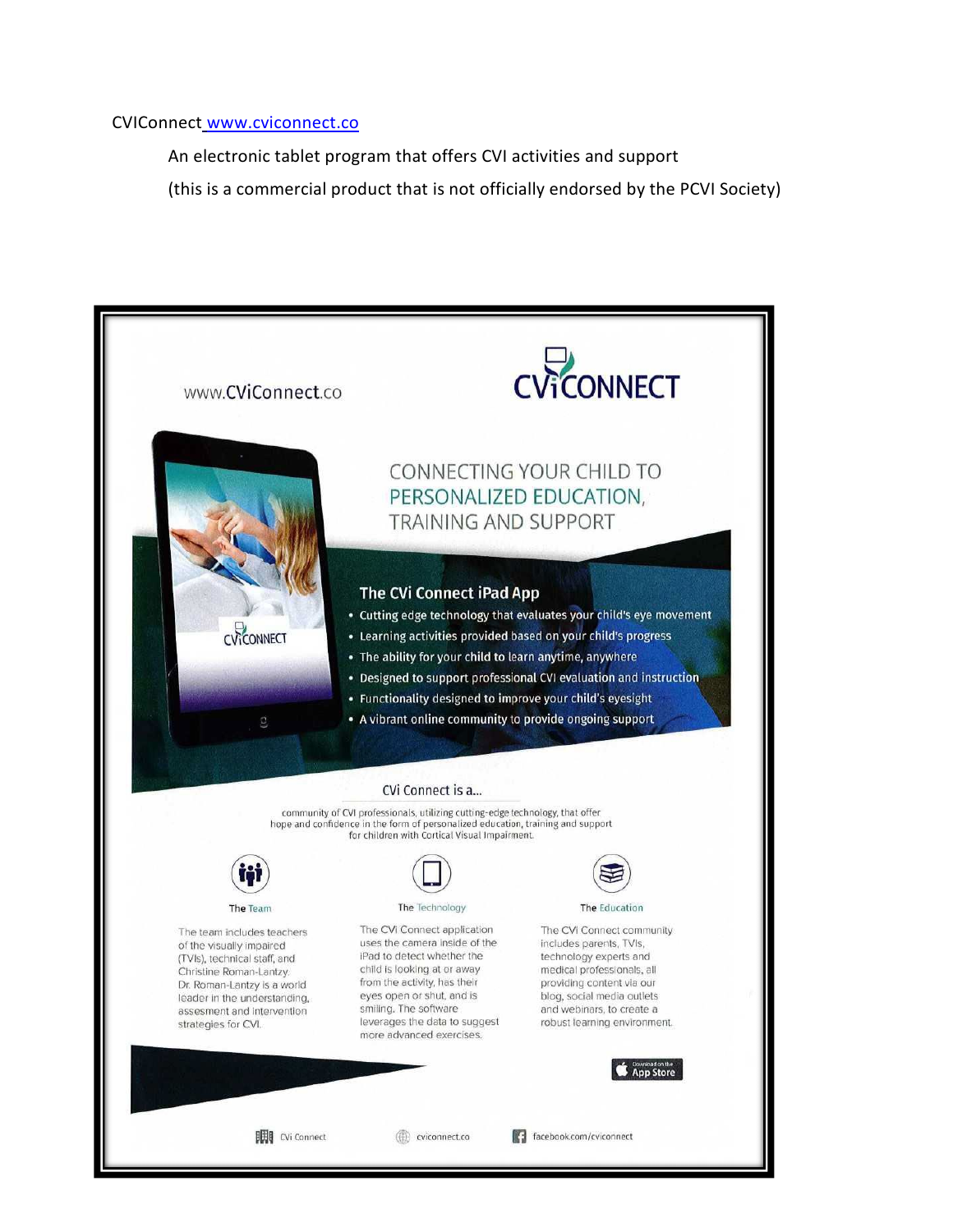CVIConnect [www.cviconnect.co](http://www.cviconnect.co)

An electronic tablet program that offers CVI activities and support

(this is a commercial product that is not officially endorsed by the PCVI Society)

www.CViConnect.co

# CViCONNECT

CONNECTING YOUR CHILD TO PERSONALIZED EDUCATION, TRAINING AND SUPPORT

## The CVi Connect iPad App

- Cutting edge technology that evaluates your child's eye movement
- Learning activities provided based on your child's progress
- The ability for your child to learn anytime, anywhere
- Designed to support professional CVI evaluation and instruction
- Functionality designed to improve your child's eyesight
- A vibrant online community to provide ongoing support

CVi Connect is a...

community of CVI professionals, utilizing cutting-edge technology, that offer hope and confidence in the form of personalized education, training and support for children with Cortical Visual Impairment.

### The Team

The team includes teachers of the visually impaired (TVIs), technical staff, and Christine Roman-Lantzy. Dr. Roman-Lantzy is a world leader in the understanding, assesment and intervention strategies for CVI.

### The Technology

The CVi Connect application uses the camera inside of the iPad to detect whether the child is looking at or away from the activity, has their eyes open or shut, and is smiling. The software leverages the data to suggest more advanced exercises.

### The Education

The CVi Connect community includes parents, TVIs, technology experts and medical professionals, all providing content via our blog, social media outlets and webinars, to create a robust learning environment.

Download on the App Store

CVi Connect cviconnect.co facebook.com/cviconnect